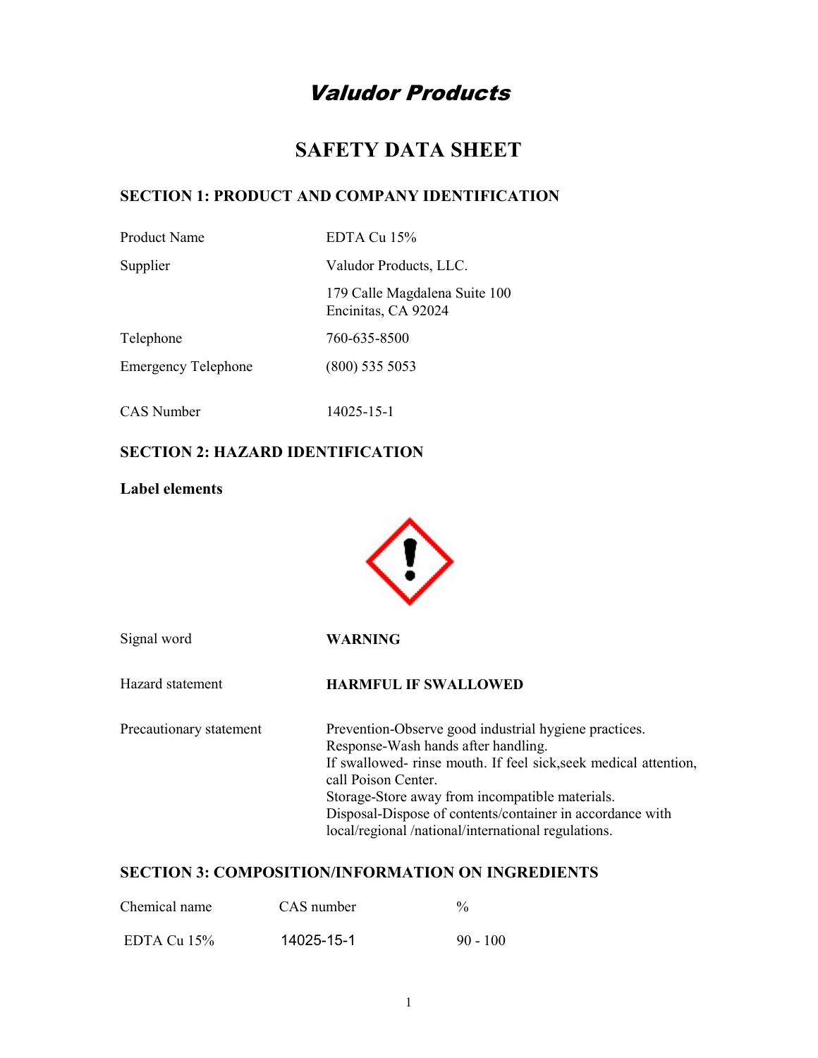# *Valudor Products*

# SAFETY DATA SHEET

## SECTION 1: PRODUCT AND COMPANY IDENTIFICATION

| | |
|---|---|
| Product Name | EDTA Cu 15% |
| Supplier | Valudor Products, LLC. |
| | 179 Calle Magdalena Suite 100<br>Encinitas, CA 92024 |
| Telephone | 760-635-8500 |
| Emergency Telephone | (800) 535 5053 |
| CAS Number | 14025-15-1 |

## SECTION 2: HAZARD IDENTIFICATION

### Label elements

| | |
|---|---|
| Signal word | **WARNING** |
| Hazard statement | **HARMFUL IF SWALLOWED** |
| Precautionary statement | Prevention-Observe good industrial hygiene practices.<br>Response-Wash hands after handling.<br>If swallowed- rinse mouth. If feel sick,seek medical attention, call Poison Center.<br>Storage-Store away from incompatible materials.<br>Disposal-Dispose of contents/container in accordance with local/regional /national/international regulations. |

## SECTION 3: COMPOSITION/INFORMATION ON INGREDIENTS

| Chemical name | CAS number | % |
|---|---|---|
| EDTA Cu 15% | 14025-15-1 | 90 - 100 |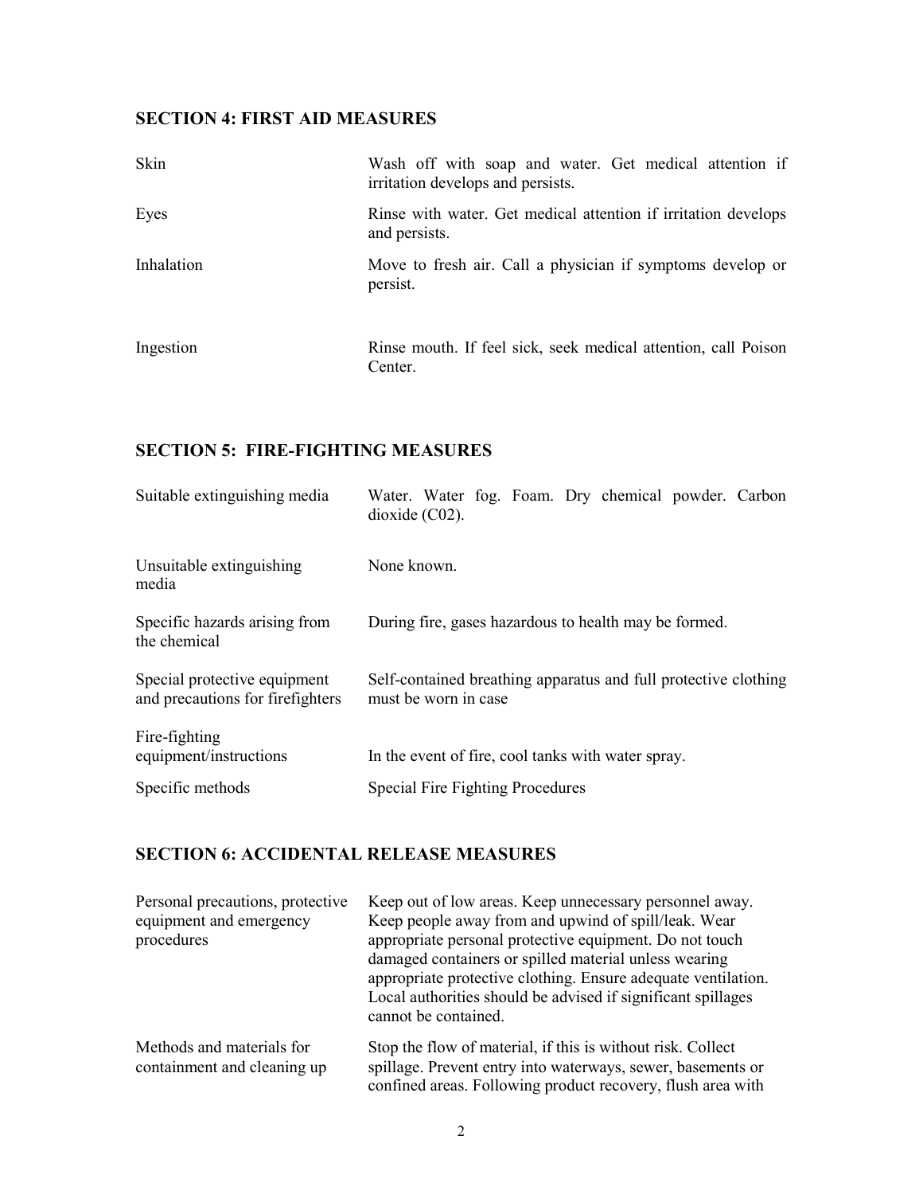## SECTION 4: FIRST AID MEASURES

| | |
|---|---|
| Skin | Wash off with soap and water. Get medical attention if irritation develops and persists. |
| Eyes | Rinse with water. Get medical attention if irritation develops and persists. |
| Inhalation | Move to fresh air. Call a physician if symptoms develop or persist. |
| Ingestion | Rinse mouth. If feel sick, seek medical attention, call Poison Center. |

## SECTION 5: FIRE-FIGHTING MEASURES

| | |
|---|---|
| Suitable extinguishing media | Water. Water fog. Foam. Dry chemical powder. Carbon dioxide (C02). |
| Unsuitable extinguishing media | None known. |
| Specific hazards arising from the chemical | During fire, gases hazardous to health may be formed. |
| Special protective equipment and precautions for firefighters | Self-contained breathing apparatus and full protective clothing must be worn in case |
| Fire-fighting equipment/instructions | In the event of fire, cool tanks with water spray. |
| Specific methods | Special Fire Fighting Procedures |

## SECTION 6: ACCIDENTAL RELEASE MEASURES

| | |
|---|---|
| Personal precautions, protective equipment and emergency procedures | Keep out of low areas. Keep unnecessary personnel away. Keep people away from and upwind of spill/leak. Wear appropriate personal protective equipment. Do not touch damaged containers or spilled material unless wearing appropriate protective clothing. Ensure adequate ventilation. Local authorities should be advised if significant spillages cannot be contained. |
| Methods and materials for containment and cleaning up | Stop the flow of material, if this is without risk. Collect spillage. Prevent entry into waterways, sewer, basements or confined areas. Following product recovery, flush area with |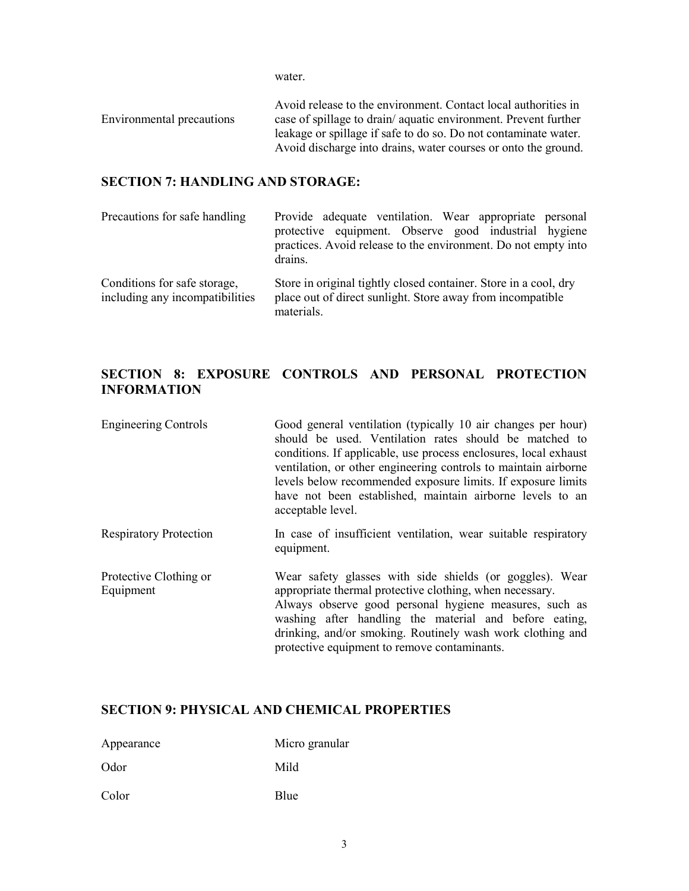water.

| | |
|---|---|
| Environmental precautions | Avoid release to the environment. Contact local authorities in case of spillage to drain/ aquatic environment. Prevent further leakage or spillage if safe to do so. Do not contaminate water. Avoid discharge into drains, water courses or onto the ground. |

## SECTION 7: HANDLING AND STORAGE:

| | |
|---|---|
| Precautions for safe handling | Provide adequate ventilation. Wear appropriate personal protective equipment. Observe good industrial hygiene practices. Avoid release to the environment. Do not empty into drains. |
| Conditions for safe storage, including any incompatibilities | Store in original tightly closed container. Store in a cool, dry place out of direct sunlight. Store away from incompatible materials. |

## SECTION 8: EXPOSURE CONTROLS AND PERSONAL PROTECTION INFORMATION

| | |
|---|---|
| Engineering Controls | Good general ventilation (typically 10 air changes per hour) should be used. Ventilation rates should be matched to conditions. If applicable, use process enclosures, local exhaust ventilation, or other engineering controls to maintain airborne levels below recommended exposure limits. If exposure limits have not been established, maintain airborne levels to an acceptable level. |
| Respiratory Protection | In case of insufficient ventilation, wear suitable respiratory equipment. |
| Protective Clothing or Equipment | Wear safety glasses with side shields (or goggles). Wear appropriate thermal protective clothing, when necessary. Always observe good personal hygiene measures, such as washing after handling the material and before eating, drinking, and/or smoking. Routinely wash work clothing and protective equipment to remove contaminants. |

## SECTION 9: PHYSICAL AND CHEMICAL PROPERTIES

| | |
|---|---|
| Appearance | Micro granular |
| Odor | Mild |
| Color | Blue |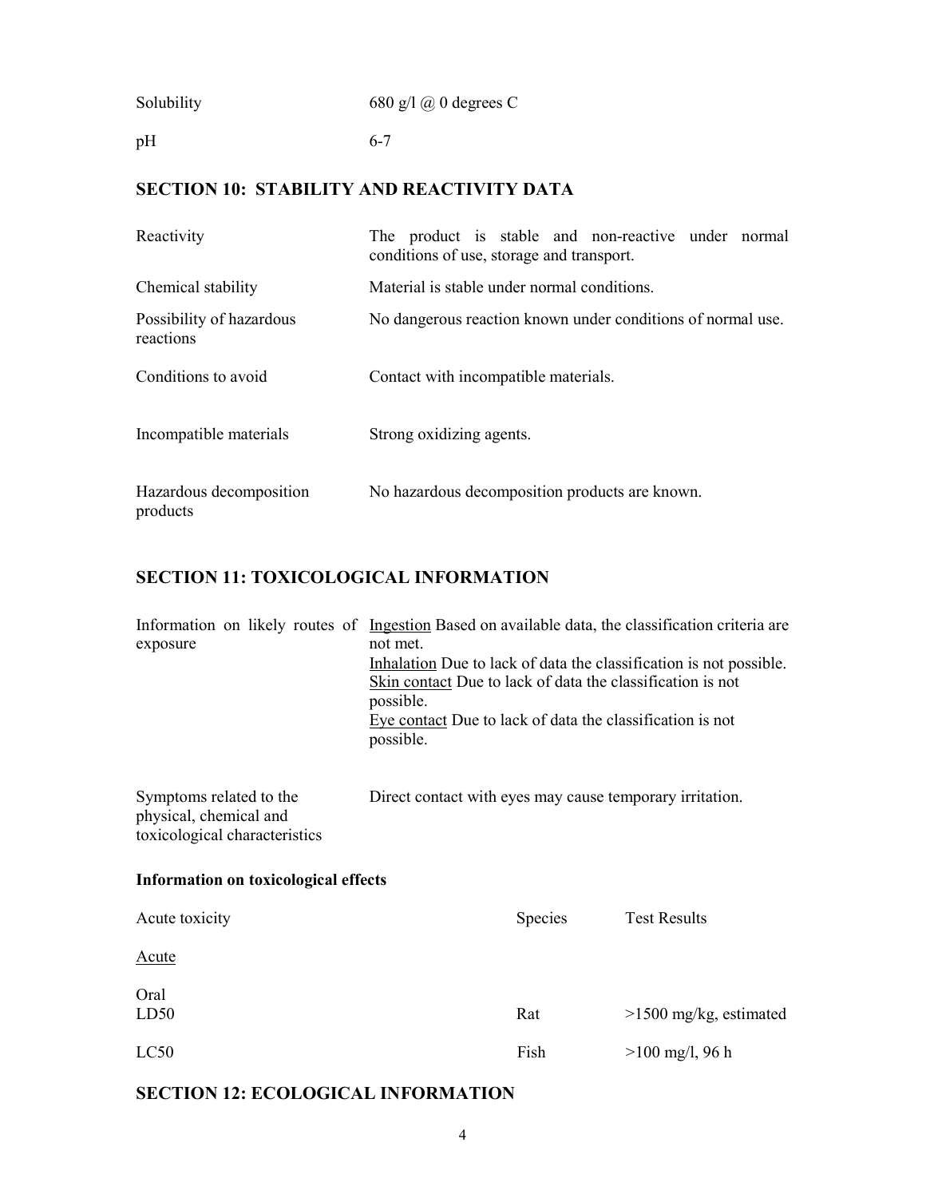| | |
|---|---|
| Solubility | 680 g/l @ 0 degrees C |
| pH | 6-7 |

## SECTION 10: STABILITY AND REACTIVITY DATA

| | |
|---|---|
| Reactivity | The product is stable and non-reactive under normal conditions of use, storage and transport. |
| Chemical stability | Material is stable under normal conditions. |
| Possibility of hazardous reactions | No dangerous reaction known under conditions of normal use. |
| Conditions to avoid | Contact with incompatible materials. |
| Incompatible materials | Strong oxidizing agents. |
| Hazardous decomposition products | No hazardous decomposition products are known. |

## SECTION 11: TOXICOLOGICAL INFORMATION

| | |
|---|---|
| Information on likely routes of exposure | <u>Ingestion</u> Based on available data, the classification criteria are not met.<br><u>Inhalation</u> Due to lack of data the classification is not possible.<br><u>Skin contact</u> Due to lack of data the classification is not possible.<br><u>Eye contact</u> Due to lack of data the classification is not possible. |
| Symptoms related to the physical, chemical and toxicological characteristics | Direct contact with eyes may cause temporary irritation. |

**Information on toxicological effects**

| Acute toxicity | Species | Test Results |
|---|---|---|
| <u>Acute</u> | | |
| Oral<br>LD50 | Rat | >1500 mg/kg, estimated |
| LC50 | Fish | >100 mg/l, 96 h |

## SECTION 12: ECOLOGICAL INFORMATION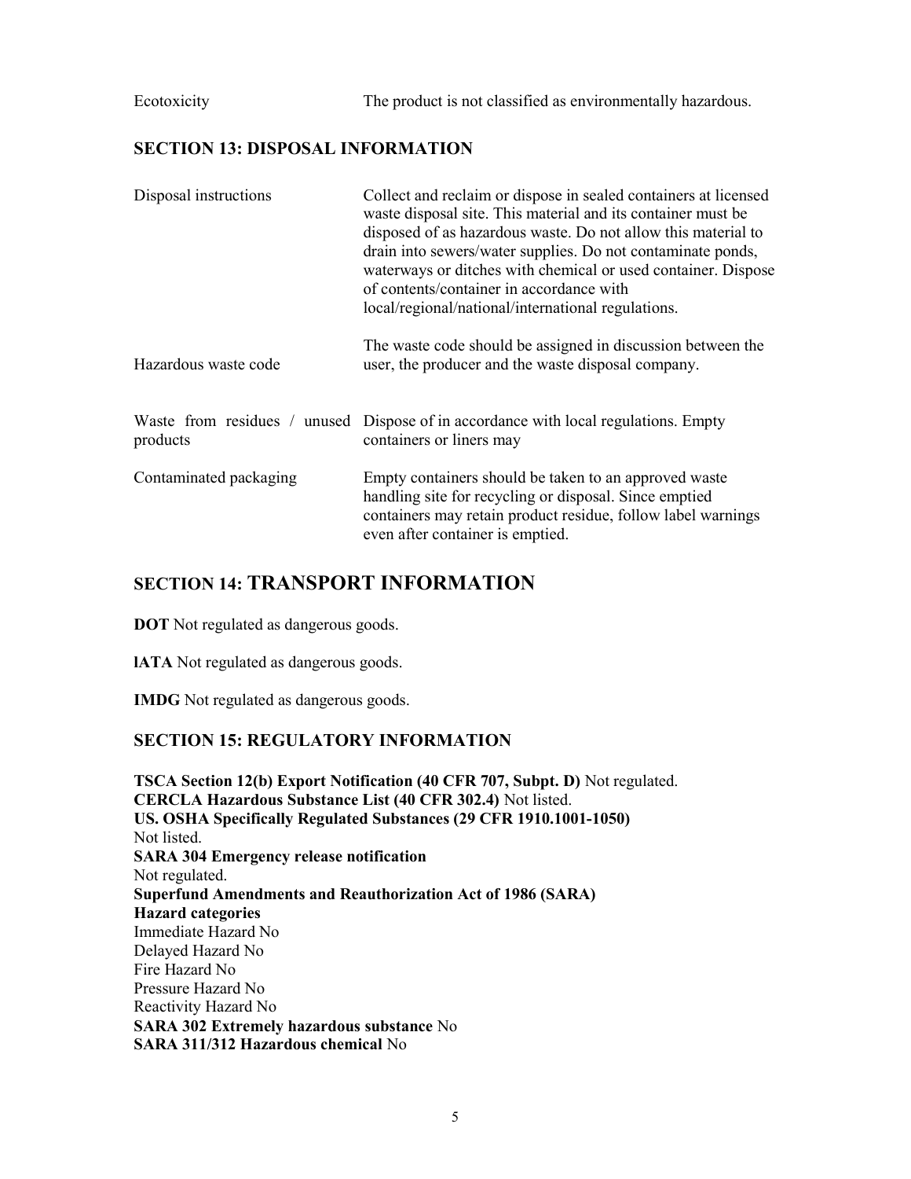| | |
|---|---|
| Ecotoxicity | The product is not classified as environmentally hazardous. |

## SECTION 13: DISPOSAL INFORMATION

| | |
|---|---|
| Disposal instructions | Collect and reclaim or dispose in sealed containers at licensed waste disposal site. This material and its container must be disposed of as hazardous waste. Do not allow this material to drain into sewers/water supplies. Do not contaminate ponds, waterways or ditches with chemical or used container. Dispose of contents/container in accordance with local/regional/national/international regulations. |
| Hazardous waste code | The waste code should be assigned in discussion between the user, the producer and the waste disposal company. |
| Waste from residues / unused products | Dispose of in accordance with local regulations. Empty containers or liners may |
| Contaminated packaging | Empty containers should be taken to an approved waste handling site for recycling or disposal. Since emptied containers may retain product residue, follow label warnings even after container is emptied. |

## SECTION 14: TRANSPORT INFORMATION

**DOT** Not regulated as dangerous goods.

**lATA** Not regulated as dangerous goods.

**IMDG** Not regulated as dangerous goods.

## SECTION 15: REGULATORY INFORMATION

**TSCA Section 12(b) Export Notification (40 CFR 707, Subpt. D)** Not regulated.
**CERCLA Hazardous Substance List (40 CFR 302.4)** Not listed.
**US. OSHA Specifically Regulated Substances (29 CFR 1910.1001-1050)**
Not listed.
**SARA 304 Emergency release notification**
Not regulated.
**Superfund Amendments and Reauthorization Act of 1986 (SARA)**
**Hazard categories**
Immediate Hazard No
Delayed Hazard No
Fire Hazard No
Pressure Hazard No
Reactivity Hazard No
**SARA 302 Extremely hazardous substance** No
**SARA 311/312 Hazardous chemical** No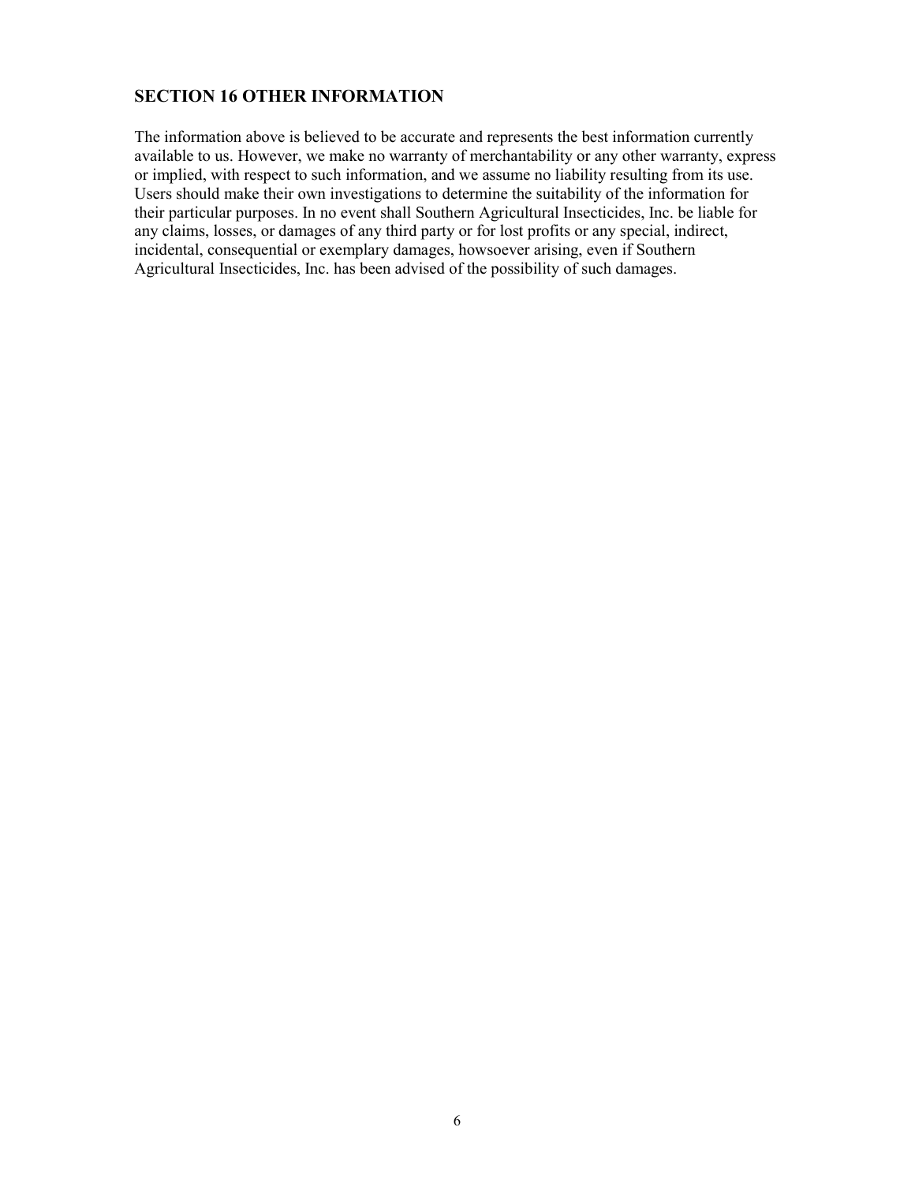## SECTION 16 OTHER INFORMATION

The information above is believed to be accurate and represents the best information currently available to us. However, we make no warranty of merchantability or any other warranty, express or implied, with respect to such information, and we assume no liability resulting from its use. Users should make their own investigations to determine the suitability of the information for their particular purposes. In no event shall Southern Agricultural Insecticides, Inc. be liable for any claims, losses, or damages of any third party or for lost profits or any special, indirect, incidental, consequential or exemplary damages, howsoever arising, even if Southern Agricultural Insecticides, Inc. has been advised of the possibility of such damages.